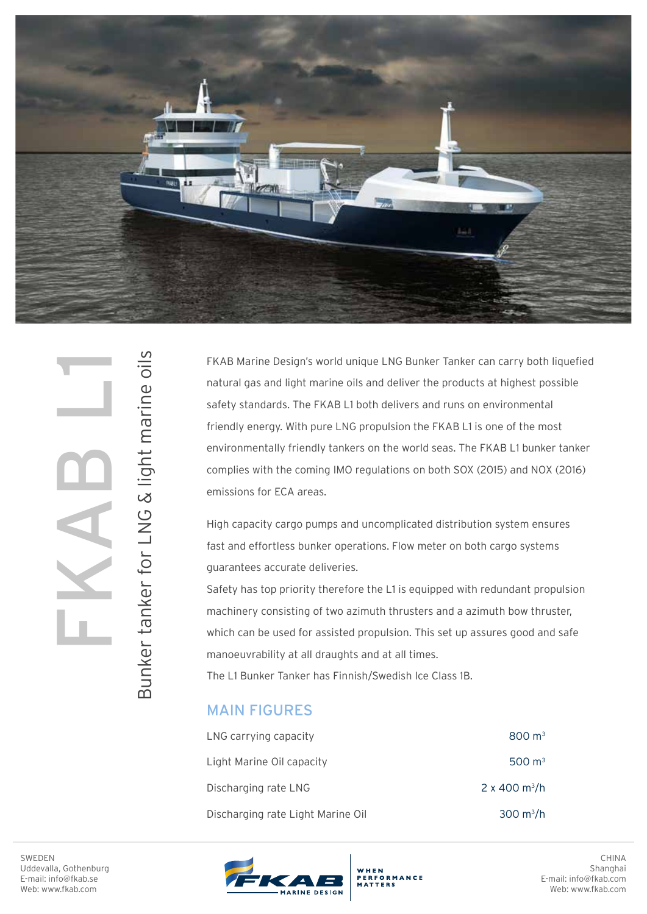# FKAB L1

## Bunker tanker for LNG & light marine oils

FKAB Marine Design's world unique LNG Bunker Tanker can carry both liquefied natural gas and light marine oils and deliver the products at highest possible safety standards. The FKAB L1 both delivers and runs on environmental friendly energy. With pure LNG propulsion the FKAB L1 is one of the most environmentally friendly tankers on the world seas. The FKAB L1 bunker tanker complies with the coming IMO regulations on both SOX (2015) and NOX (2016) emissions for ECA areas.

High capacity cargo pumps and uncomplicated distribution system ensures fast and effortless bunker operations. Flow meter on both cargo systems guarantees accurate deliveries.

Safety has top priority therefore the L1 is equipped with redundant propulsion machinery consisting of two azimuth thrusters and a azimuth bow thruster, which can be used for assisted propulsion. This set up assures good and safe manoeuvrability at all draughts and at all times.

The L1 Bunker Tanker has Finnish/Swedish Ice Class 1B.

### MAIN FIGURES

| | |
|---|---|
| LNG carrying capacity | 800 $m^3$ |
| Light Marine Oil capacity | 500 $m^3$ |
| Discharging rate LNG | 2 x 400 $m^3/h$ |
| Discharging rate Light Marine Oil | 300 $m^3/h$ |

SWEDEN
Uddevalla, Gothenburg
E-mail: info@fkab.se
Web: www.fkab.com

FKAB MARINE DESIGN — WHEN PERFORMANCE MATTERS

CHINA
Shanghai
E-mail: info@fkab.com
Web: www.fkab.com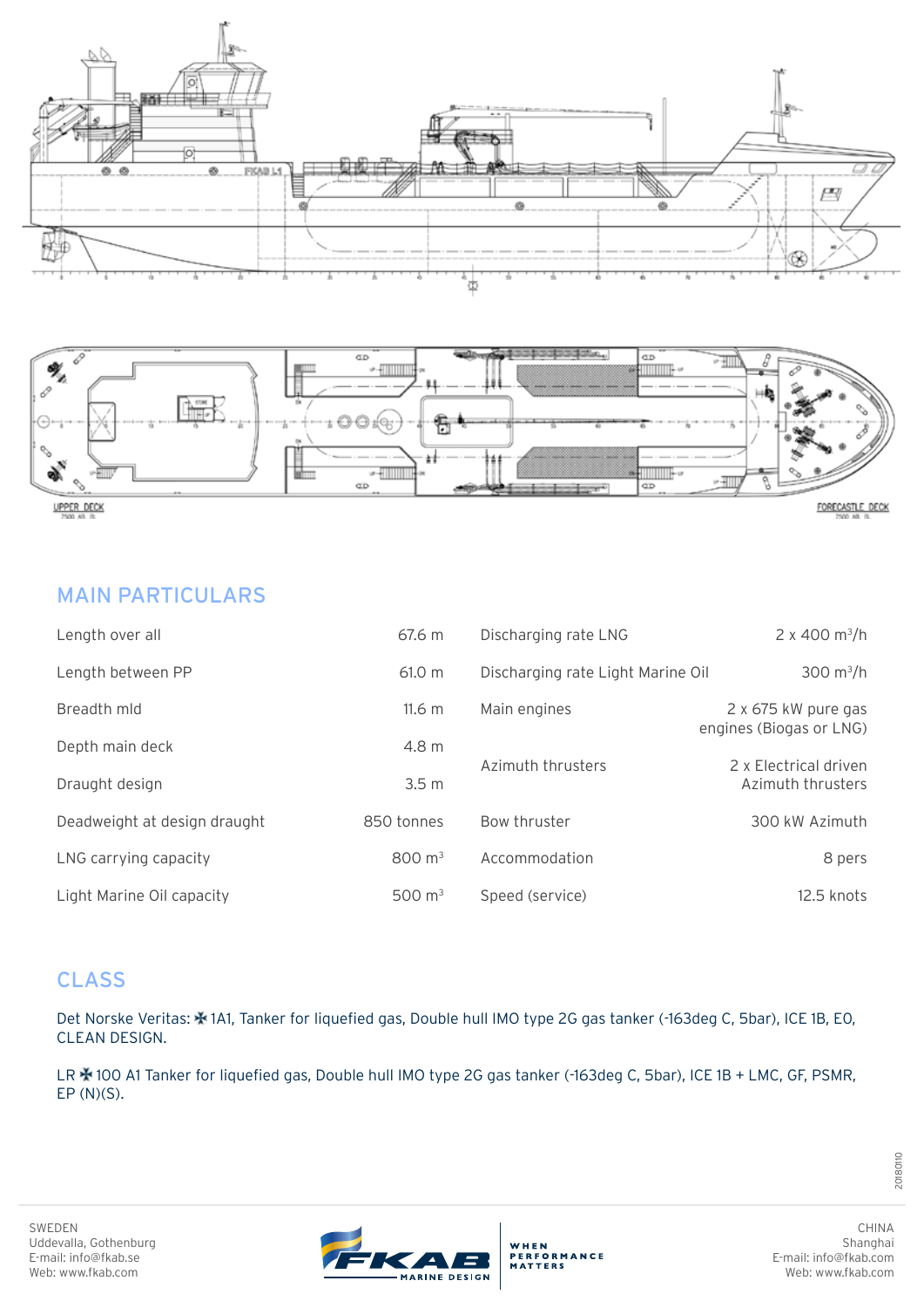UPPER DECK

FORECASTLE DECK

## MAIN PARTICULARS

| | | | |
|---|---|---|---|
| Length over all | 67.6 m | Discharging rate LNG | 2 x 400 m³/h |
| Length between PP | 61.0 m | Discharging rate Light Marine Oil | 300 m³/h |
| Breadth mld | 11.6 m | Main engines | 2 x 675 kW pure gas engines (Biogas or LNG) |
| Depth main deck | 4.8 m | Azimuth thrusters | 2 x Electrical driven Azimuth thrusters |
| Draught design | 3.5 m | | |
| Deadweight at design draught | 850 tonnes | Bow thruster | 300 kW Azimuth |
| LNG carrying capacity | 800 m³ | Accommodation | 8 pers |
| Light Marine Oil capacity | 500 m³ | Speed (service) | 12.5 knots |

## CLASS

Det Norske Veritas: ✠1A1, Tanker for liquefied gas, Double hull IMO type 2G gas tanker (-163deg C, 5bar), ICE 1B, EO, CLEAN DESIGN.

LR ✠100 A1 Tanker for liquefied gas, Double hull IMO type 2G gas tanker (-163deg C, 5bar), ICE 1B + LMC, GF, PSMR, EP (N)(S).

SWEDEN
Uddevalla, Gothenburg
E-mail: info@fkab.se
Web: www.fkab.com

FKAB MARINE DESIGN — WHEN PERFORMANCE MATTERS

CHINA
Shanghai
E-mail: info@fkab.com
Web: www.fkab.com